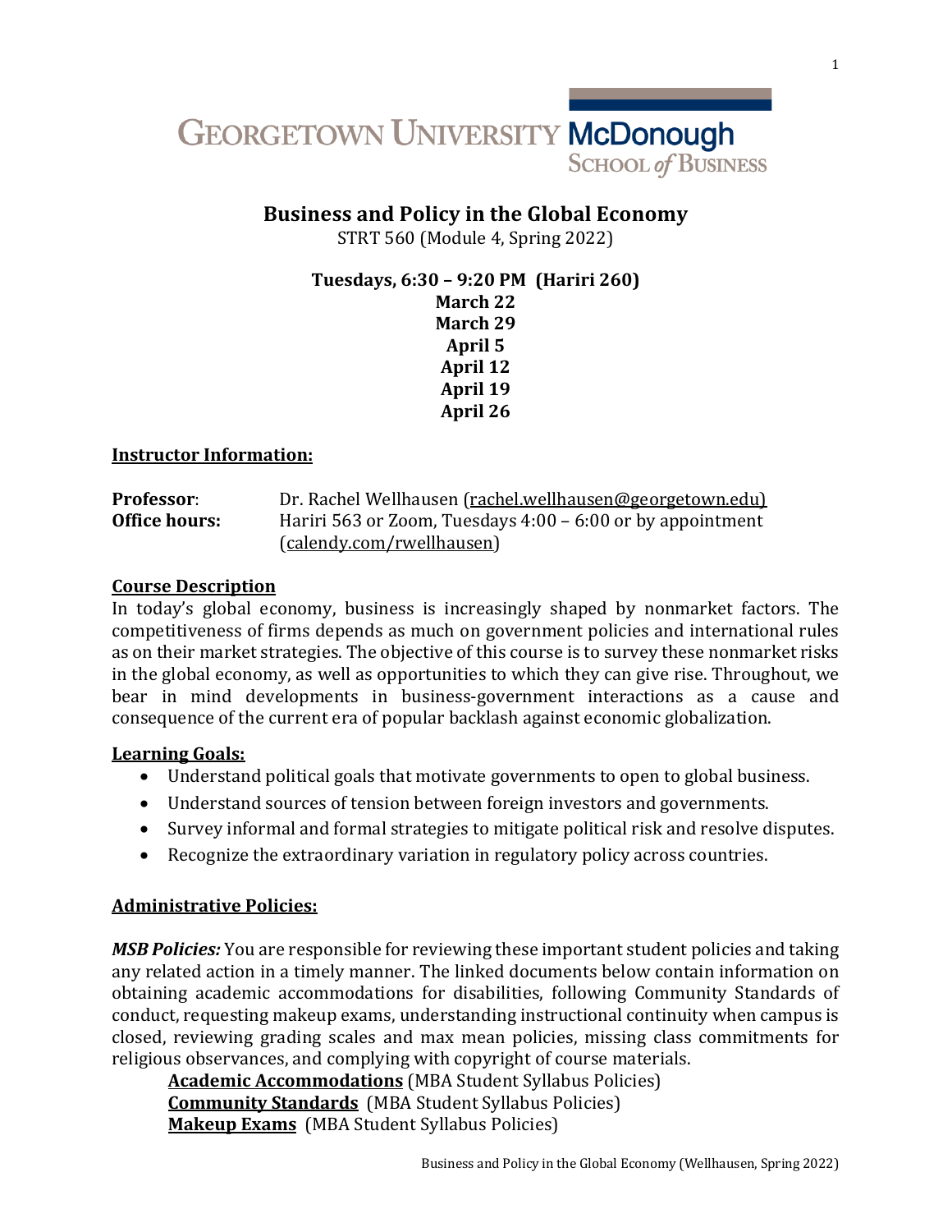GEORGETOWN UNIVERSITY McDonough SCHOOL of BUSINESS

# Business and Policy in the Global Economy

STRT 560 (Module 4, Spring 2022)

**Tuesdays, 6:30 – 9:20 PM (Hariri 260)**
**March 22**
**March 29**
**April 5**
**April 12**
**April 19**
**April 26**

## Instructor Information:

**Professor**: Dr. Rachel Wellhausen (rachel.wellhausen@georgetown.edu)
**Office hours:** Hariri 563 or Zoom, Tuesdays 4:00 – 6:00 or by appointment (calendy.com/rwellhausen)

## Course Description

In today's global economy, business is increasingly shaped by nonmarket factors. The competitiveness of firms depends as much on government policies and international rules as on their market strategies. The objective of this course is to survey these nonmarket risks in the global economy, as well as opportunities to which they can give rise. Throughout, we bear in mind developments in business-government interactions as a cause and consequence of the current era of popular backlash against economic globalization.

## Learning Goals:

- Understand political goals that motivate governments to open to global business.
- Understand sources of tension between foreign investors and governments.
- Survey informal and formal strategies to mitigate political risk and resolve disputes.
- Recognize the extraordinary variation in regulatory policy across countries.

## Administrative Policies:

***MSB Policies:*** You are responsible for reviewing these important student policies and taking any related action in a timely manner. The linked documents below contain information on obtaining academic accommodations for disabilities, following Community Standards of conduct, requesting makeup exams, understanding instructional continuity when campus is closed, reviewing grading scales and max mean policies, missing class commitments for religious observances, and complying with copyright of course materials.

**Academic Accommodations** (MBA Student Syllabus Policies)
**Community Standards** (MBA Student Syllabus Policies)
**Makeup Exams** (MBA Student Syllabus Policies)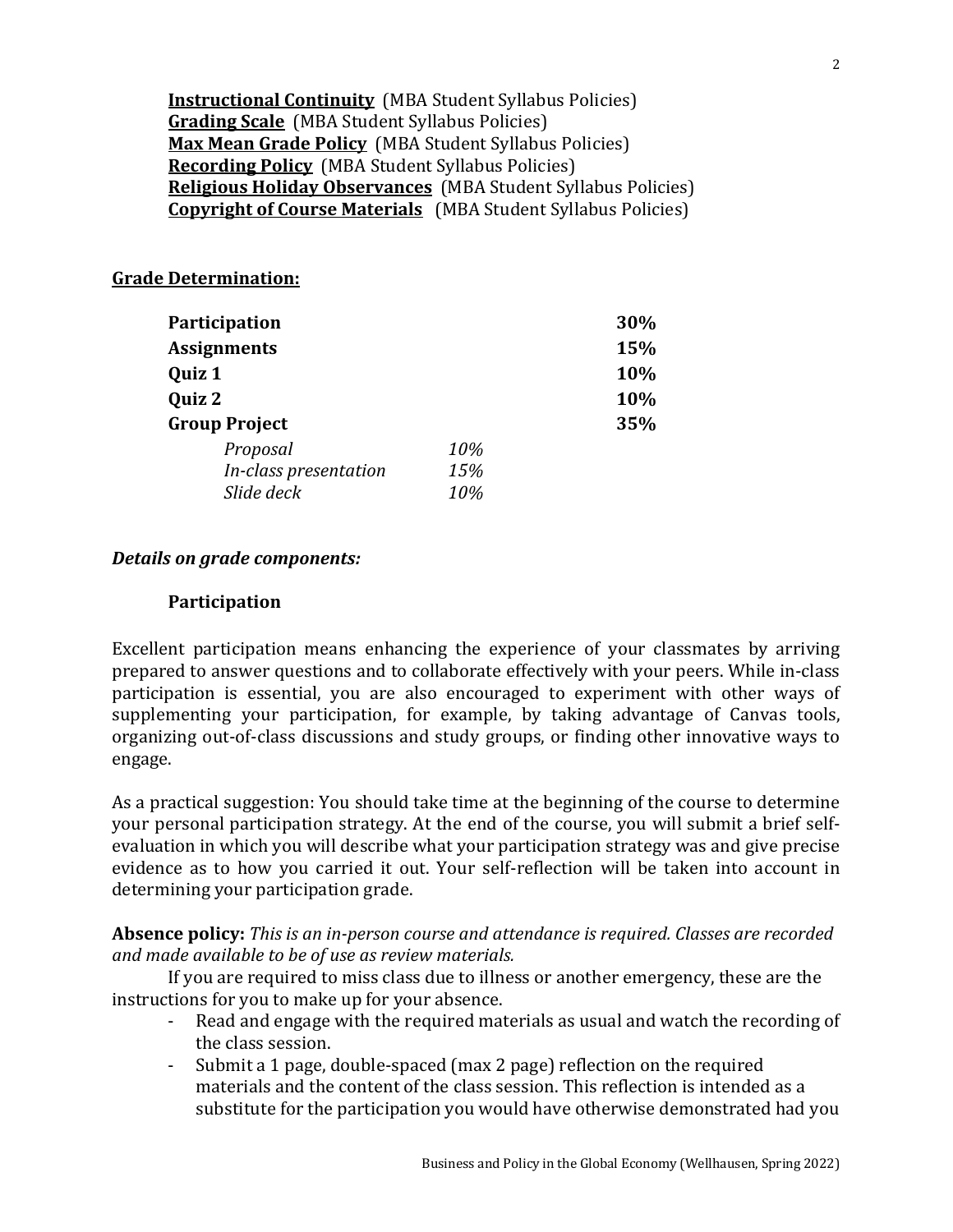**Instructional Continuity** (MBA Student Syllabus Policies)
**Grading Scale** (MBA Student Syllabus Policies)
**Max Mean Grade Policy** (MBA Student Syllabus Policies)
**Recording Policy** (MBA Student Syllabus Policies)
**Religious Holiday Observances** (MBA Student Syllabus Policies)
**Copyright of Course Materials** (MBA Student Syllabus Policies)

**Grade Determination:**

| | | |
|---|---|---|
| **Participation** | | **30%** |
| **Assignments** | | **15%** |
| **Quiz 1** | | **10%** |
| **Quiz 2** | | **10%** |
| **Group Project** | | **35%** |
| *Proposal* | *10%* | |
| *In-class presentation* | *15%* | |
| *Slide deck* | *10%* | |

***Details on grade components:***

**Participation**

Excellent participation means enhancing the experience of your classmates by arriving prepared to answer questions and to collaborate effectively with your peers. While in-class participation is essential, you are also encouraged to experiment with other ways of supplementing your participation, for example, by taking advantage of Canvas tools, organizing out-of-class discussions and study groups, or finding other innovative ways to engage.

As a practical suggestion: You should take time at the beginning of the course to determine your personal participation strategy. At the end of the course, you will submit a brief self-evaluation in which you will describe what your participation strategy was and give precise evidence as to how you carried it out. Your self-reflection will be taken into account in determining your participation grade.

**Absence policy:** *This is an in-person course and attendance is required. Classes are recorded and made available to be of use as review materials.*

If you are required to miss class due to illness or another emergency, these are the instructions for you to make up for your absence.

- Read and engage with the required materials as usual and watch the recording of the class session.
- Submit a 1 page, double-spaced (max 2 page) reflection on the required materials and the content of the class session. This reflection is intended as a substitute for the participation you would have otherwise demonstrated had you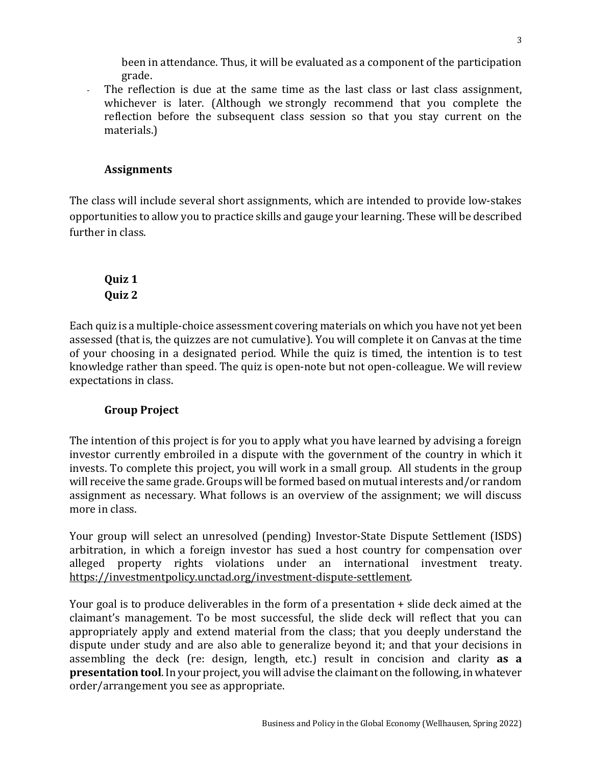been in attendance. Thus, it will be evaluated as a component of the participation grade.

- The reflection is due at the same time as the last class or last class assignment, whichever is later. (Although we strongly recommend that you complete the reflection before the subsequent class session so that you stay current on the materials.)

**Assignments**

The class will include several short assignments, which are intended to provide low-stakes opportunities to allow you to practice skills and gauge your learning. These will be described further in class.

**Quiz 1**
**Quiz 2**

Each quiz is a multiple-choice assessment covering materials on which you have not yet been assessed (that is, the quizzes are not cumulative). You will complete it on Canvas at the time of your choosing in a designated period. While the quiz is timed, the intention is to test knowledge rather than speed. The quiz is open-note but not open-colleague. We will review expectations in class.

**Group Project**

The intention of this project is for you to apply what you have learned by advising a foreign investor currently embroiled in a dispute with the government of the country in which it invests. To complete this project, you will work in a small group. All students in the group will receive the same grade. Groups will be formed based on mutual interests and/or random assignment as necessary. What follows is an overview of the assignment; we will discuss more in class.

Your group will select an unresolved (pending) Investor-State Dispute Settlement (ISDS) arbitration, in which a foreign investor has sued a host country for compensation over alleged property rights violations under an international investment treaty. https://investmentpolicy.unctad.org/investment-dispute-settlement.

Your goal is to produce deliverables in the form of a presentation + slide deck aimed at the claimant's management. To be most successful, the slide deck will reflect that you can appropriately apply and extend material from the class; that you deeply understand the dispute under study and are also able to generalize beyond it; and that your decisions in assembling the deck (re: design, length, etc.) result in concision and clarity **as a presentation tool**. In your project, you will advise the claimant on the following, in whatever order/arrangement you see as appropriate.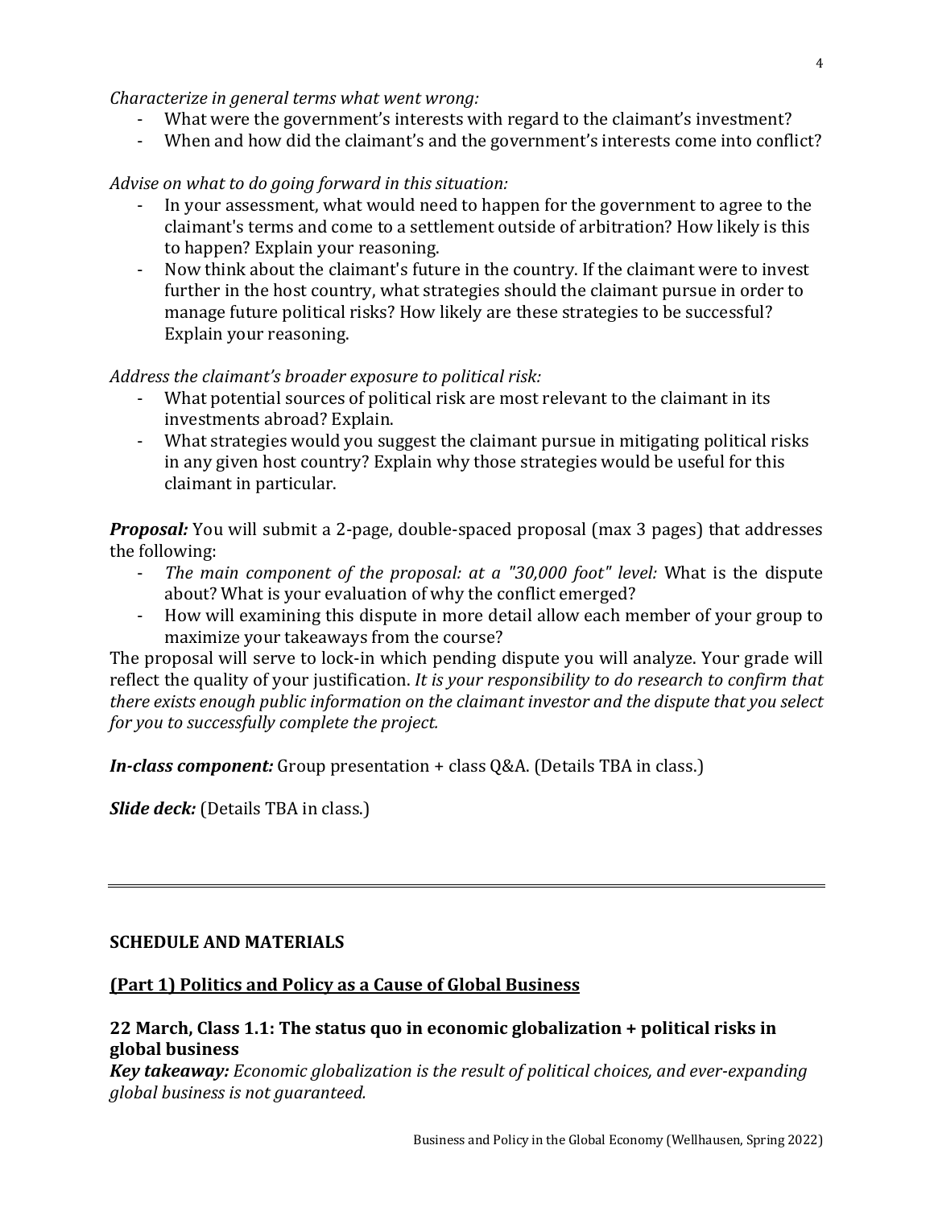*Characterize in general terms what went wrong:*

- What were the government's interests with regard to the claimant's investment?
- When and how did the claimant's and the government's interests come into conflict?

*Advise on what to do going forward in this situation:*

- In your assessment, what would need to happen for the government to agree to the claimant's terms and come to a settlement outside of arbitration? How likely is this to happen? Explain your reasoning.
- Now think about the claimant's future in the country. If the claimant were to invest further in the host country, what strategies should the claimant pursue in order to manage future political risks? How likely are these strategies to be successful? Explain your reasoning.

*Address the claimant's broader exposure to political risk:*

- What potential sources of political risk are most relevant to the claimant in its investments abroad? Explain.
- What strategies would you suggest the claimant pursue in mitigating political risks in any given host country? Explain why those strategies would be useful for this claimant in particular.

***Proposal:*** You will submit a 2-page, double-spaced proposal (max 3 pages) that addresses the following:

- *The main component of the proposal: at a "30,000 foot" level:* What is the dispute about? What is your evaluation of why the conflict emerged?
- How will examining this dispute in more detail allow each member of your group to maximize your takeaways from the course?

The proposal will serve to lock-in which pending dispute you will analyze. Your grade will reflect the quality of your justification. *It is your responsibility to do research to confirm that there exists enough public information on the claimant investor and the dispute that you select for you to successfully complete the project.*

***In-class component:*** Group presentation + class Q&A. (Details TBA in class.)

***Slide deck:*** (Details TBA in class.)

---

## SCHEDULE AND MATERIALS

### (Part 1) Politics and Policy as a Cause of Global Business

### 22 March, Class 1.1: The status quo in economic globalization + political risks in global business

***Key takeaway:*** *Economic globalization is the result of political choices, and ever-expanding global business is not guaranteed.*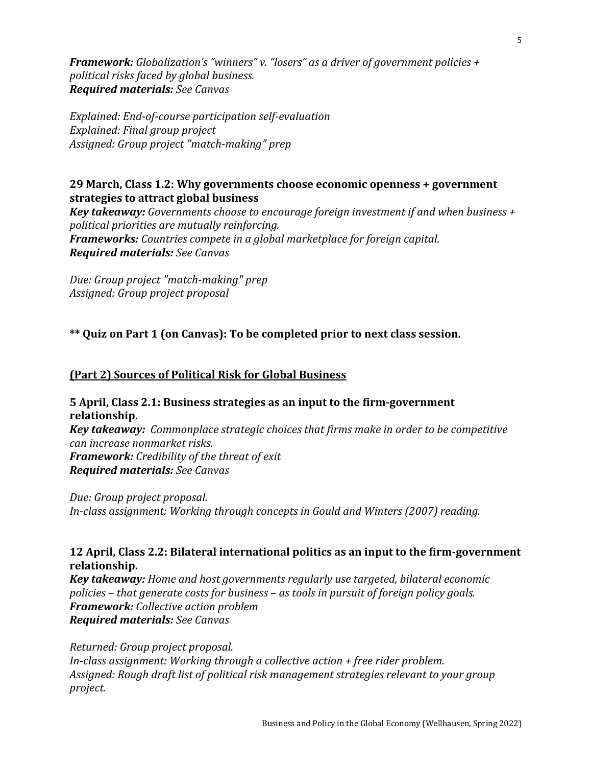***Framework:*** *Globalization's "winners" v. "losers" as a driver of government policies + political risks faced by global business.*
***Required materials:*** *See Canvas*

*Explained: End-of-course participation self-evaluation*
*Explained: Final group project*
*Assigned: Group project "match-making" prep*

### 29 March, Class 1.2: Why governments choose economic openness + government strategies to attract global business

***Key takeaway:*** *Governments choose to encourage foreign investment if and when business + political priorities are mutually reinforcing.*
***Frameworks:*** *Countries compete in a global marketplace for foreign capital.*
***Required materials:*** *See Canvas*

*Due: Group project "match-making" prep*
*Assigned: Group project proposal*

**** Quiz on Part 1 (on Canvas): To be completed prior to next class session.**

## <u>(Part 2) Sources of Political Risk for Global Business</u>

### 5 April, Class 2.1: Business strategies as an input to the firm-government relationship.

***Key takeaway:*** *Commonplace strategic choices that firms make in order to be competitive can increase nonmarket risks.*
***Framework:*** *Credibility of the threat of exit*
***Required materials:*** *See Canvas*

*Due: Group project proposal.*
*In-class assignment: Working through concepts in Gould and Winters (2007) reading.*

### 12 April, Class 2.2: Bilateral international politics as an input to the firm-government relationship.

***Key takeaway:*** *Home and host governments regularly use targeted, bilateral economic policies – that generate costs for business – as tools in pursuit of foreign policy goals.*
***Framework:*** *Collective action problem*
***Required materials:*** *See Canvas*

*Returned: Group project proposal.*
*In-class assignment: Working through a collective action + free rider problem.*
*Assigned: Rough draft list of political risk management strategies relevant to your group project.*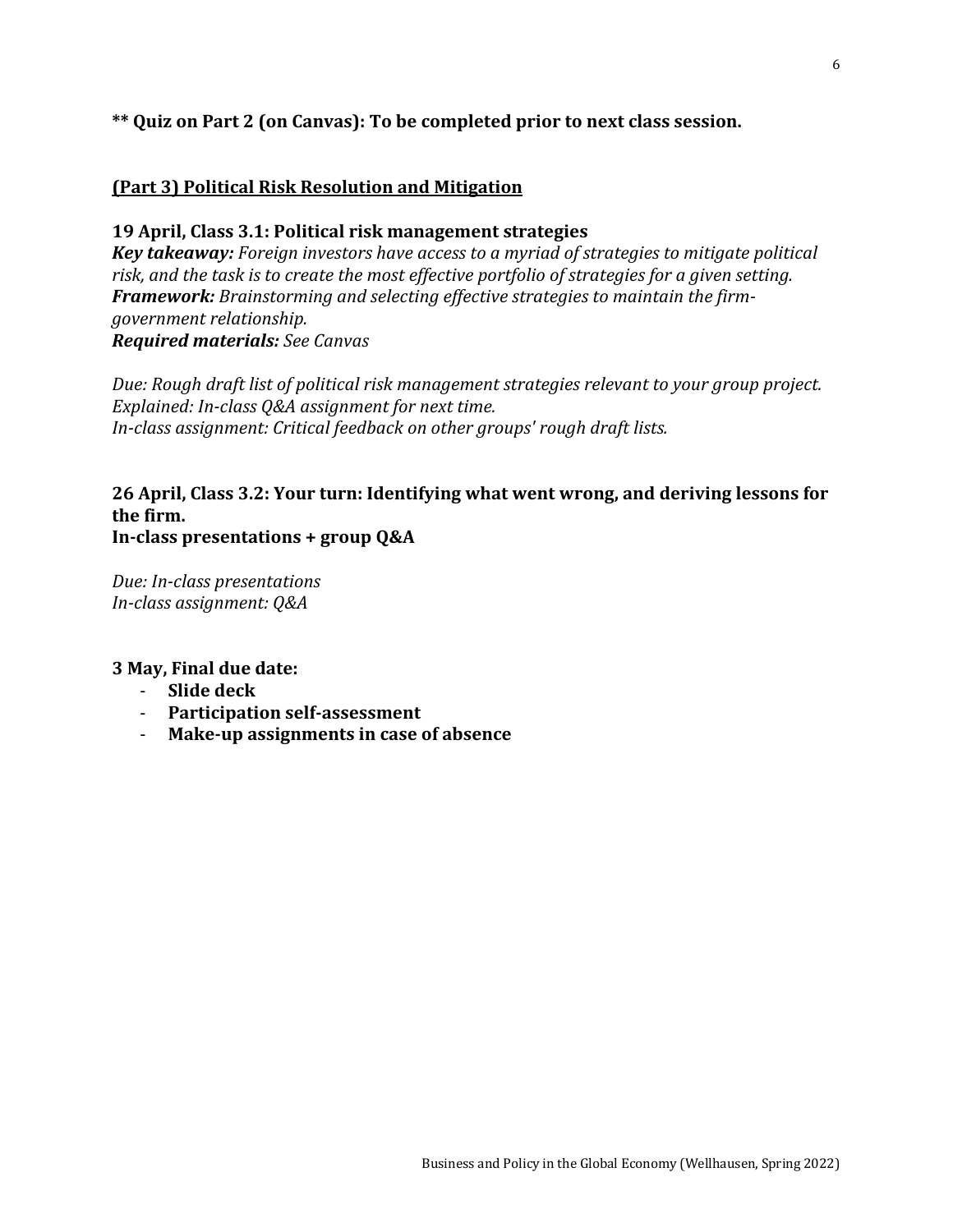**** Quiz on Part 2 (on Canvas): To be completed prior to next class session.**

## (Part 3) Political Risk Resolution and Mitigation

### 19 April, Class 3.1: Political risk management strategies

***Key takeaway:*** *Foreign investors have access to a myriad of strategies to mitigate political risk, and the task is to create the most effective portfolio of strategies for a given setting.*
***Framework:*** *Brainstorming and selecting effective strategies to maintain the firm-government relationship.*
***Required materials:*** *See Canvas*

*Due: Rough draft list of political risk management strategies relevant to your group project.*
*Explained: In-class Q&A assignment for next time.*
*In-class assignment: Critical feedback on other groups' rough draft lists.*

### 26 April, Class 3.2: Your turn: Identifying what went wrong, and deriving lessons for the firm.
**In-class presentations + group Q&A**

*Due: In-class presentations*
*In-class assignment: Q&A*

### 3 May, Final due date:

- **Slide deck**
- **Participation self-assessment**
- **Make-up assignments in case of absence**